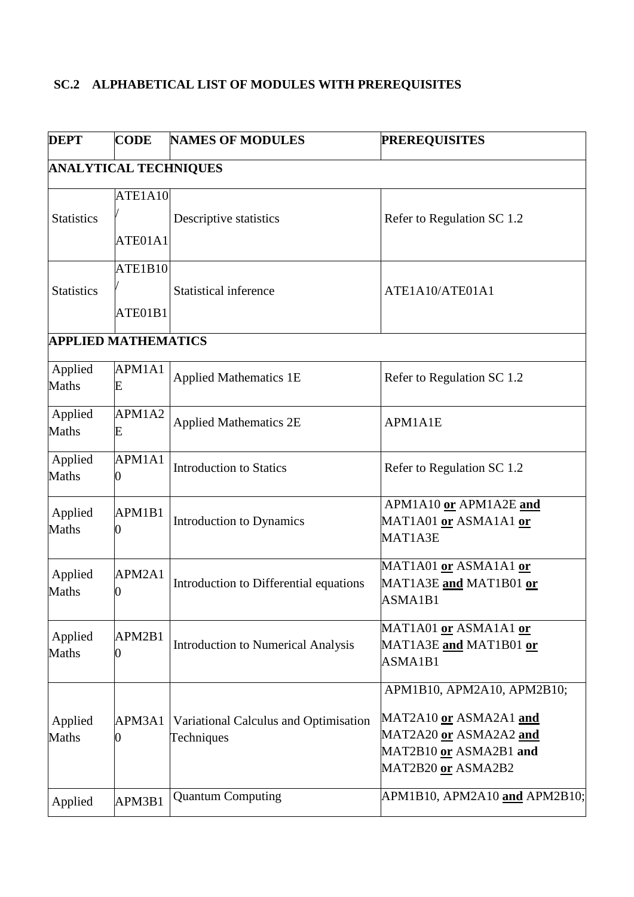## SC.2 ALPHABETICAL LIST OF MODULES WITH PREREQUISITES

| DEPT | CODE | NAMES OF MODULES | PREREQUISITES |
|---|---|---|---|
| **ANALYTICAL TECHNIQUES** | | | |
| Statistics | ATE1A10 / ATE01A1 | Descriptive statistics | Refer to Regulation SC 1.2 |
| Statistics | ATE1B10 / ATE01B1 | Statistical inference | ATE1A10/ATE01A1 |
| **APPLIED MATHEMATICS** | | | |
| Applied Maths | APM1A1E | Applied Mathematics 1E | Refer to Regulation SC 1.2 |
| Applied Maths | APM1A2E | Applied Mathematics 2E | APM1A1E |
| Applied Maths | APM1A10 | Introduction to Statics | Refer to Regulation SC 1.2 |
| Applied Maths | APM1B10 | Introduction to Dynamics | APM1A10 **or** APM1A2E **and** MAT1A01 **or** ASMA1A1 **or** MAT1A3E |
| Applied Maths | APM2A10 | Introduction to Differential equations | MAT1A01 **or** ASMA1A1 **or** MAT1A3E **and** MAT1B01 **or** ASMA1B1 |
| Applied Maths | APM2B10 | Introduction to Numerical Analysis | MAT1A01 **or** ASMA1A1 **or** MAT1A3E **and** MAT1B01 **or** ASMA1B1 |
| Applied Maths | APM3A10 | Variational Calculus and Optimisation Techniques | APM1B10, APM2A10, APM2B10; MAT2A10 **or** ASMA2A1 **and** MAT2A20 **or** ASMA2A2 **and** MAT2B10 **or** ASMA2B1 **and** MAT2B20 **or** ASMA2B2 |
| Applied | APM3B1 | Quantum Computing | APM1B10, APM2A10 **and** APM2B10; |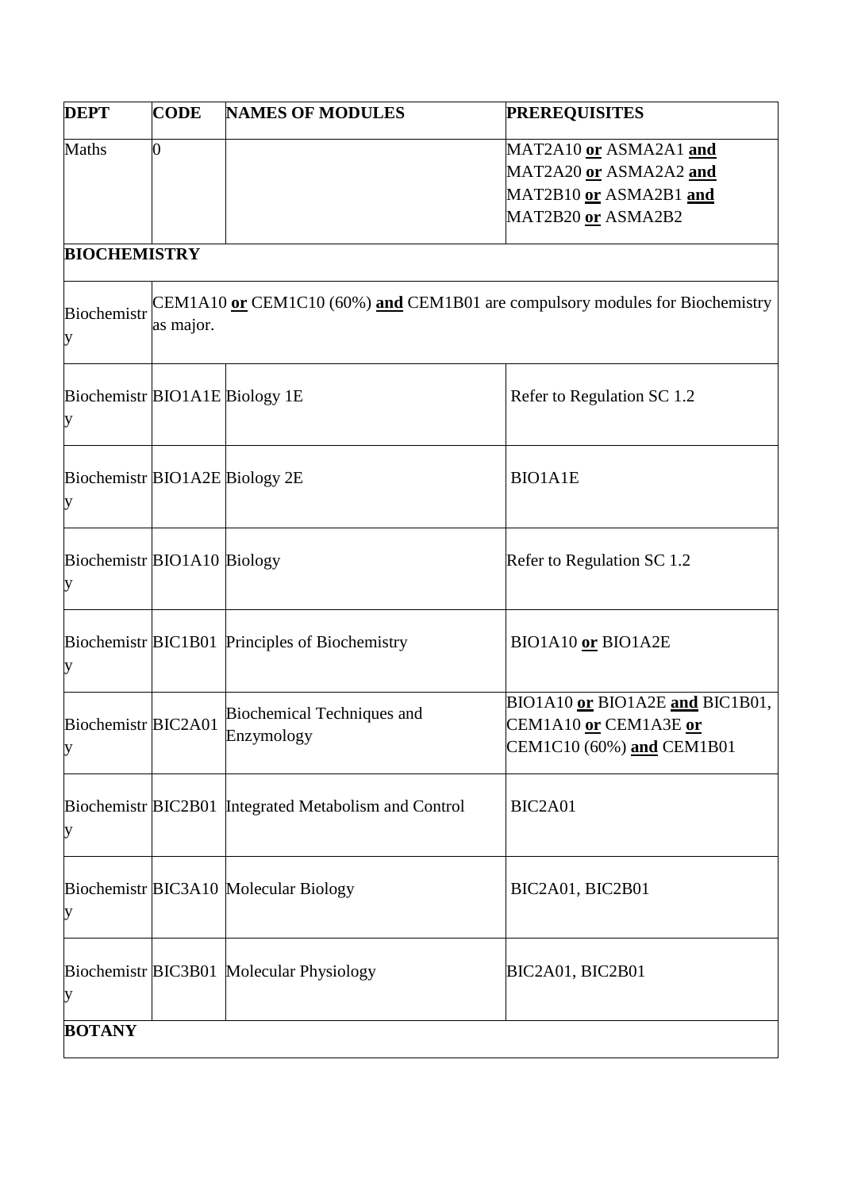| DEPT | CODE | NAMES OF MODULES | PREREQUISITES |
|---|---|---|---|
| Maths | 0 | | MAT2A10 **or** ASMA2A1 **and** MAT2A20 **or** ASMA2A2 **and** MAT2B10 **or** ASMA2B1 **and** MAT2B20 **or** ASMA2B2 |
| **BIOCHEMISTRY** | | | |
| Biochemistry | CEM1A10 **or** CEM1C10 (60%) **and** CEM1B01 are compulsory modules for Biochemistry as major. | | |
| Biochemistry | BIO1A1E | Biology 1E | Refer to Regulation SC 1.2 |
| Biochemistry | BIO1A2E | Biology 2E | BIO1A1E |
| Biochemistry | BIO1A10 | Biology | Refer to Regulation SC 1.2 |
| Biochemistry | BIC1B01 | Principles of Biochemistry | BIO1A10 **or** BIO1A2E |
| Biochemistry | BIC2A01 | Biochemical Techniques and Enzymology | BIO1A10 **or** BIO1A2E **and** BIC1B01, CEM1A10 **or** CEM1A3E **or** CEM1C10 (60%) **and** CEM1B01 |
| Biochemistry | BIC2B01 | Integrated Metabolism and Control | BIC2A01 |
| Biochemistry | BIC3A10 | Molecular Biology | BIC2A01, BIC2B01 |
| Biochemistry | BIC3B01 | Molecular Physiology | BIC2A01, BIC2B01 |
| **BOTANY** | | | |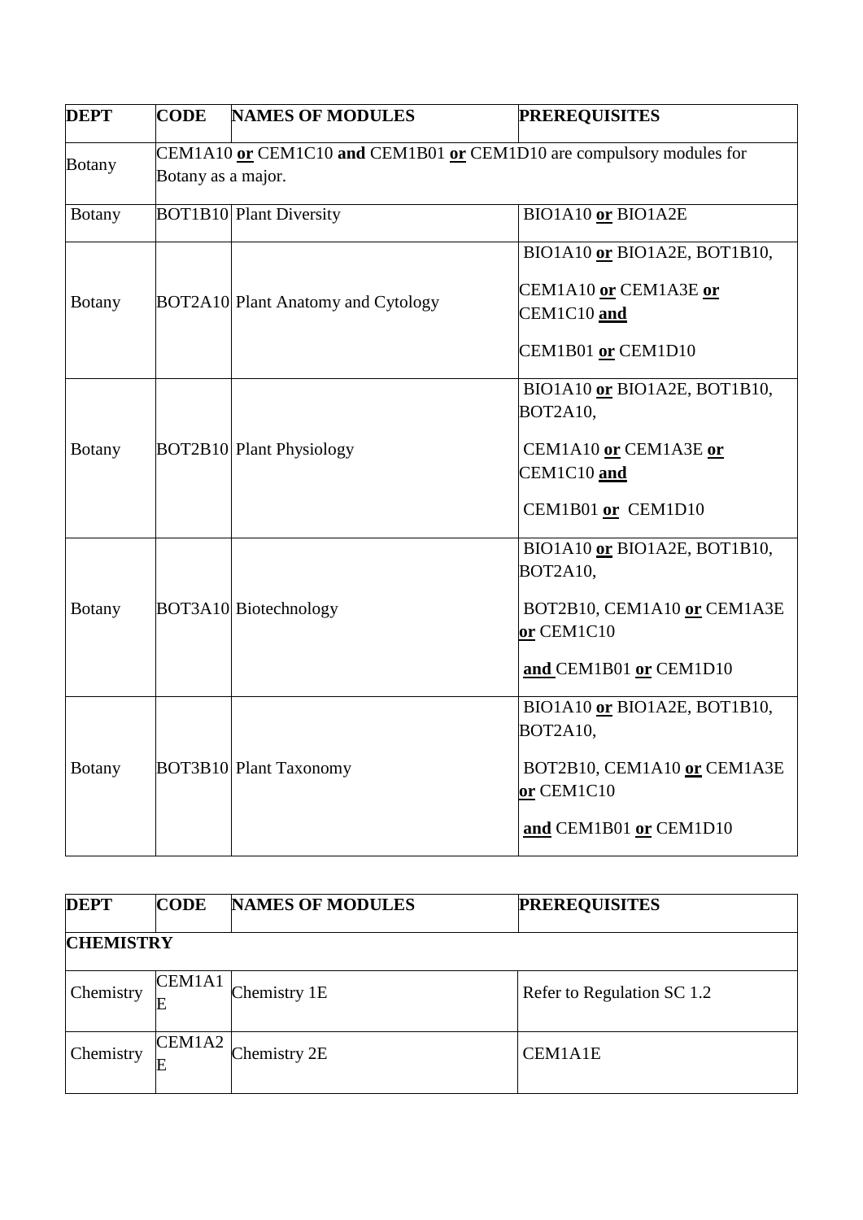| DEPT | CODE | NAMES OF MODULES | PREREQUISITES |
|---|---|---|---|
| Botany | CEM1A10 **or** CEM1C10 **and** CEM1B01 **or** CEM1D10 are compulsory modules for Botany as a major. | | |
| Botany | BOT1B10 | Plant Diversity | BIO1A10 **or** BIO1A2E |
| Botany | BOT2A10 | Plant Anatomy and Cytology | BIO1A10 **or** BIO1A2E, BOT1B10, CEM1A10 **or** CEM1A3E **or** CEM1C10 **and** CEM1B01 **or** CEM1D10 |
| Botany | BOT2B10 | Plant Physiology | BIO1A10 **or** BIO1A2E, BOT1B10, BOT2A10, CEM1A10 **or** CEM1A3E **or** CEM1C10 **and** CEM1B01 **or** CEM1D10 |
| Botany | BOT3A10 | Biotechnology | BIO1A10 **or** BIO1A2E, BOT1B10, BOT2A10, BOT2B10, CEM1A10 **or** CEM1A3E **or** CEM1C10 **and** CEM1B01 **or** CEM1D10 |
| Botany | BOT3B10 | Plant Taxonomy | BIO1A10 **or** BIO1A2E, BOT1B10, BOT2A10, BOT2B10, CEM1A10 **or** CEM1A3E **or** CEM1C10 **and** CEM1B01 **or** CEM1D10 |

| DEPT | CODE | NAMES OF MODULES | PREREQUISITES |
|---|---|---|---|
| **CHEMISTRY** | | | |
| Chemistry | CEM1A1E | Chemistry 1E | Refer to Regulation SC 1.2 |
| Chemistry | CEM1A2E | Chemistry 2E | CEM1A1E |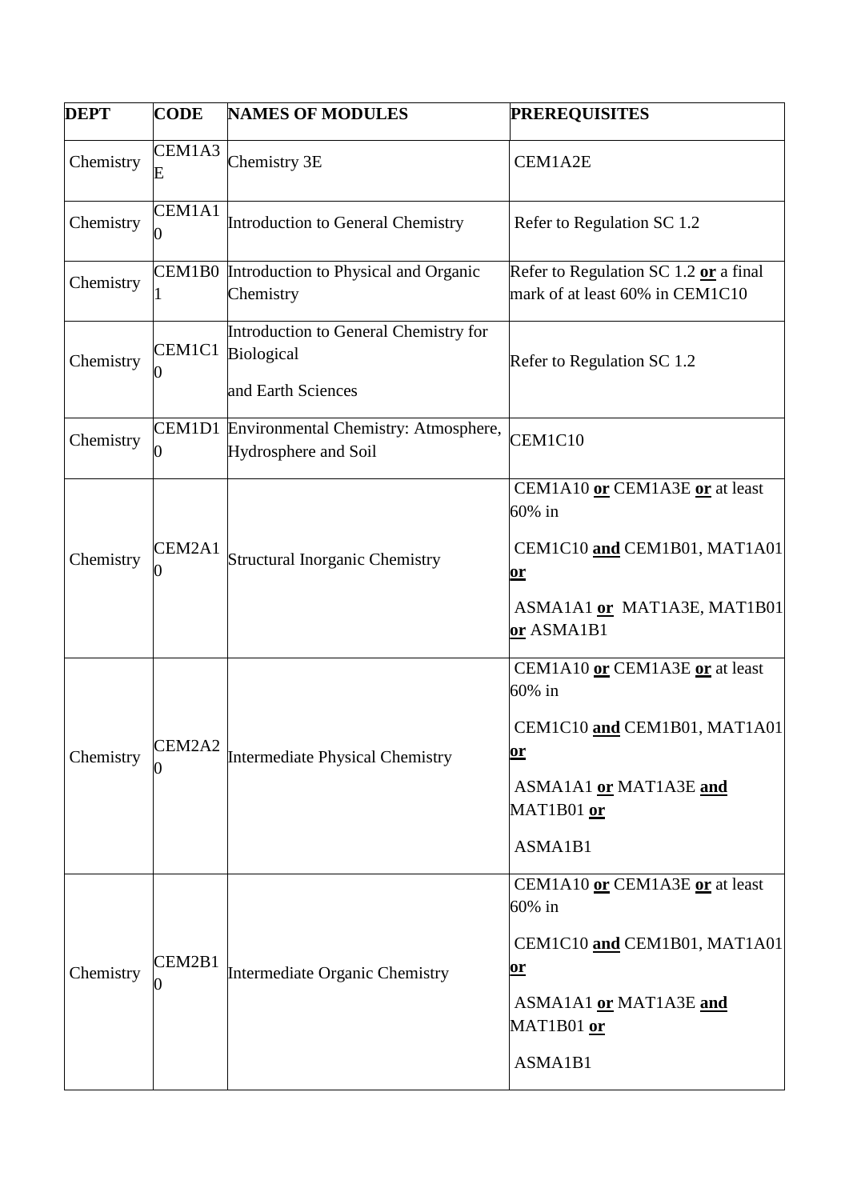| DEPT | CODE | NAMES OF MODULES | PREREQUISITES |
|---|---|---|---|
| Chemistry | CEM1A3E | Chemistry 3E | CEM1A2E |
| Chemistry | CEM1A10 | Introduction to General Chemistry | Refer to Regulation SC 1.2 |
| Chemistry | CEM1B01 | Introduction to Physical and Organic Chemistry | Refer to Regulation SC 1.2 **or** a final mark of at least 60% in CEM1C10 |
| Chemistry | CEM1C10 | Introduction to General Chemistry for Biological and Earth Sciences | Refer to Regulation SC 1.2 |
| Chemistry | CEM1D10 | Environmental Chemistry: Atmosphere, Hydrosphere and Soil | CEM1C10 |
| Chemistry | CEM2A10 | Structural Inorganic Chemistry | CEM1A10 **or** CEM1A3E **or** at least 60% in CEM1C10 **and** CEM1B01, MAT1A01 **or** ASMA1A1 **or** MAT1A3E, MAT1B01 **or** ASMA1B1 |
| Chemistry | CEM2A20 | Intermediate Physical Chemistry | CEM1A10 **or** CEM1A3E **or** at least 60% in CEM1C10 **and** CEM1B01, MAT1A01 **or** ASMA1A1 **or** MAT1A3E **and** MAT1B01 **or** ASMA1B1 |
| Chemistry | CEM2B10 | Intermediate Organic Chemistry | CEM1A10 **or** CEM1A3E **or** at least 60% in CEM1C10 **and** CEM1B01, MAT1A01 **or** ASMA1A1 **or** MAT1A3E **and** MAT1B01 **or** ASMA1B1 |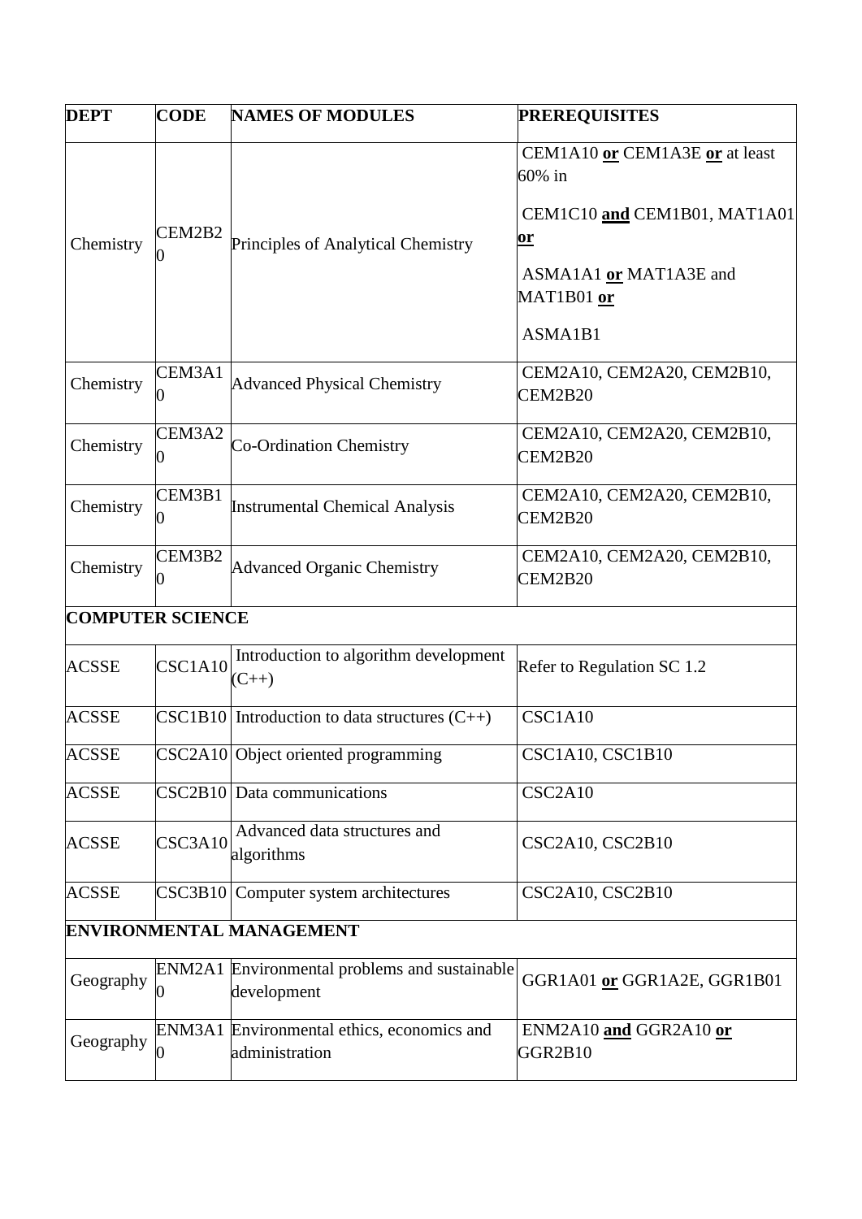| DEPT | CODE | NAMES OF MODULES | PREREQUISITES |
|---|---|---|---|
| Chemistry | CEM2B20 | Principles of Analytical Chemistry | CEM1A10 **or** CEM1A3E **or** at least 60% in CEM1C10 **and** CEM1B01, MAT1A01 **or** ASMA1A1 **or** MAT1A3E and MAT1B01 **or** ASMA1B1 |
| Chemistry | CEM3A10 | Advanced Physical Chemistry | CEM2A10, CEM2A20, CEM2B10, CEM2B20 |
| Chemistry | CEM3A20 | Co-Ordination Chemistry | CEM2A10, CEM2A20, CEM2B10, CEM2B20 |
| Chemistry | CEM3B10 | Instrumental Chemical Analysis | CEM2A10, CEM2A20, CEM2B10, CEM2B20 |
| Chemistry | CEM3B20 | Advanced Organic Chemistry | CEM2A10, CEM2A20, CEM2B10, CEM2B20 |
| **COMPUTER SCIENCE** | | | |
| ACSSE | CSC1A10 | Introduction to algorithm development (C++) | Refer to Regulation SC 1.2 |
| ACSSE | CSC1B10 | Introduction to data structures (C++) | CSC1A10 |
| ACSSE | CSC2A10 | Object oriented programming | CSC1A10, CSC1B10 |
| ACSSE | CSC2B10 | Data communications | CSC2A10 |
| ACSSE | CSC3A10 | Advanced data structures and algorithms | CSC2A10, CSC2B10 |
| ACSSE | CSC3B10 | Computer system architectures | CSC2A10, CSC2B10 |
| **ENVIRONMENTAL MANAGEMENT** | | | |
| Geography | ENM2A10 | Environmental problems and sustainable development | GGR1A01 **or** GGR1A2E, GGR1B01 |
| Geography | ENM3A10 | Environmental ethics, economics and administration | ENM2A10 **and** GGR2A10 **or** GGR2B10 |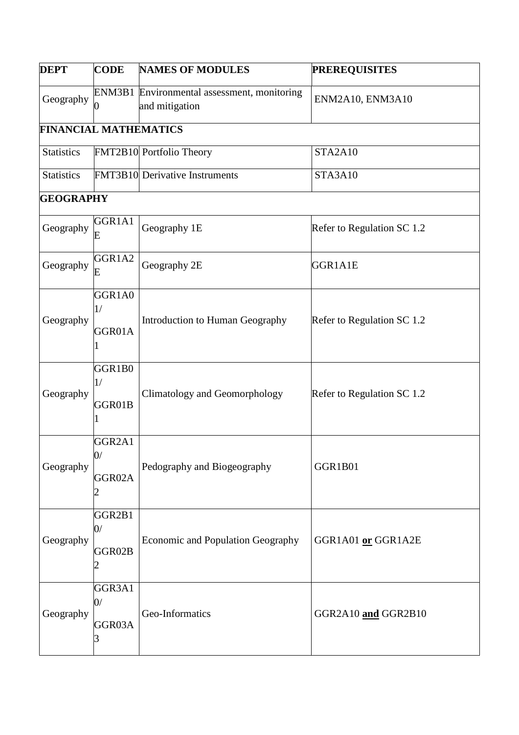| DEPT | CODE | NAMES OF MODULES | PREREQUISITES |
|---|---|---|---|
| Geography | ENM3B10 | Environmental assessment, monitoring and mitigation | ENM2A10, ENM3A10 |
| **FINANCIAL MATHEMATICS** | | | |
| Statistics | FMT2B10 | Portfolio Theory | STA2A10 |
| Statistics | FMT3B10 | Derivative Instruments | STA3A10 |
| **GEOGRAPHY** | | | |
| Geography | GGR1A1E | Geography 1E | Refer to Regulation SC 1.2 |
| Geography | GGR1A2E | Geography 2E | GGR1A1E |
| Geography | GGR1A01/ GGR01A1 | Introduction to Human Geography | Refer to Regulation SC 1.2 |
| Geography | GGR1B01/ GGR01B1 | Climatology and Geomorphology | Refer to Regulation SC 1.2 |
| Geography | GGR2A10/ GGR02A2 | Pedography and Biogeography | GGR1B01 |
| Geography | GGR2B10/ GGR02B2 | Economic and Population Geography | GGR1A01 **or** GGR1A2E |
| Geography | GGR3A10/ GGR03A3 | Geo-Informatics | GGR2A10 **and** GGR2B10 |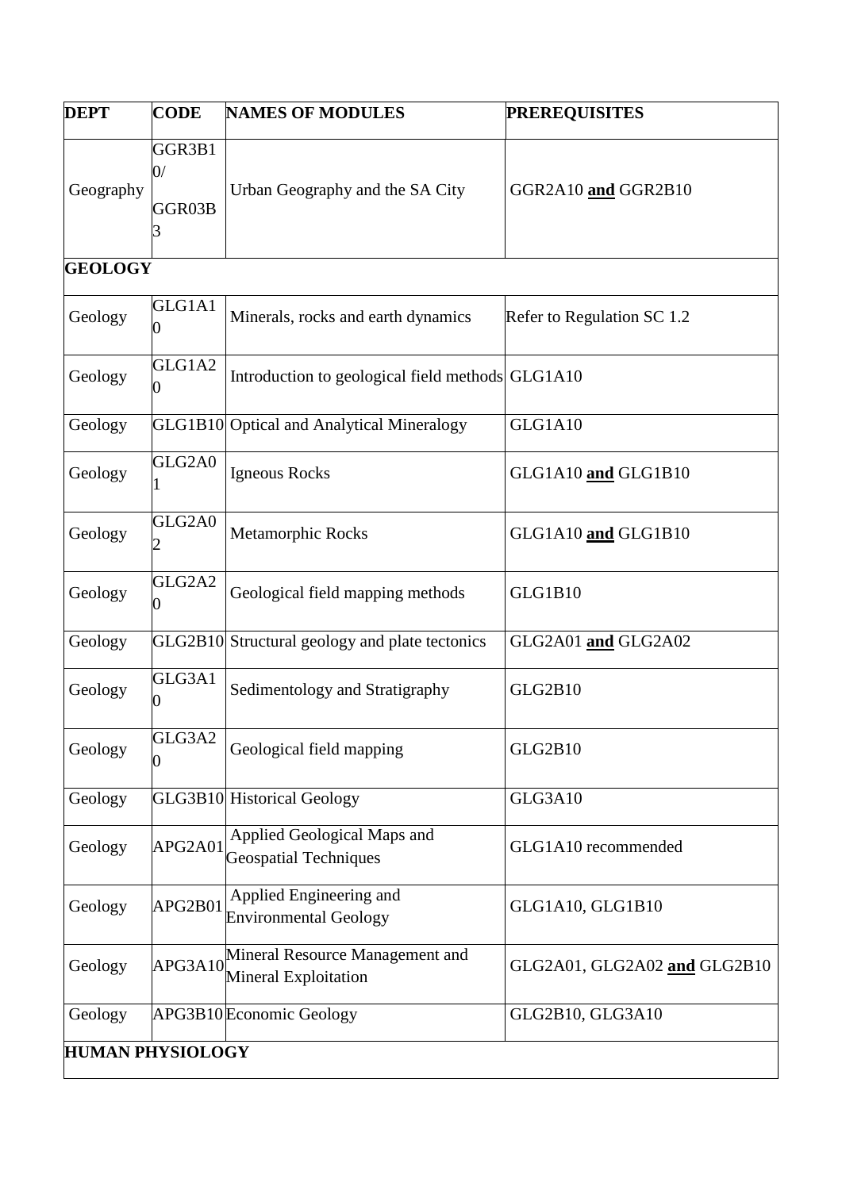| **DEPT** | **CODE** | **NAMES OF MODULES** | **PREREQUISITES** |
|---|---|---|---|
| Geography | GGR3B10/ GGR03B3 | Urban Geography and the SA City | GGR2A10 **and** GGR2B10 |
| **GEOLOGY** | | | |
| Geology | GLG1A10 | Minerals, rocks and earth dynamics | Refer to Regulation SC 1.2 |
| Geology | GLG1A20 | Introduction to geological field methods | GLG1A10 |
| Geology | GLG1B10 | Optical and Analytical Mineralogy | GLG1A10 |
| Geology | GLG2A01 | Igneous Rocks | GLG1A10 **and** GLG1B10 |
| Geology | GLG2A02 | Metamorphic Rocks | GLG1A10 **and** GLG1B10 |
| Geology | GLG2A20 | Geological field mapping methods | GLG1B10 |
| Geology | GLG2B10 | Structural geology and plate tectonics | GLG2A01 **and** GLG2A02 |
| Geology | GLG3A10 | Sedimentology and Stratigraphy | GLG2B10 |
| Geology | GLG3A20 | Geological field mapping | GLG2B10 |
| Geology | GLG3B10 | Historical Geology | GLG3A10 |
| Geology | APG2A01 | Applied Geological Maps and Geospatial Techniques | GLG1A10 recommended |
| Geology | APG2B01 | Applied Engineering and Environmental Geology | GLG1A10, GLG1B10 |
| Geology | APG3A10 | Mineral Resource Management and Mineral Exploitation | GLG2A01, GLG2A02 **and** GLG2B10 |
| Geology | APG3B10 | Economic Geology | GLG2B10, GLG3A10 |
| **HUMAN PHYSIOLOGY** | | | |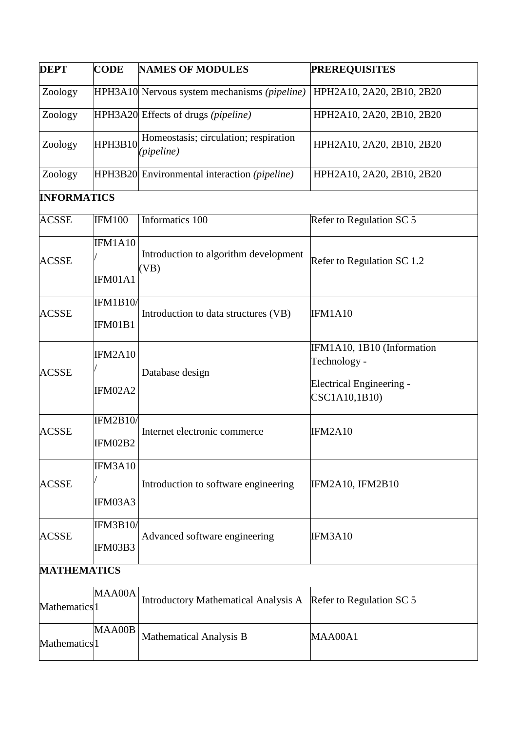| DEPT | CODE | NAMES OF MODULES | PREREQUISITES |
|---|---|---|---|
| Zoology | HPH3A10 | Nervous system mechanisms *(pipeline)* | HPH2A10, 2A20, 2B10, 2B20 |
| Zoology | HPH3A20 | Effects of drugs *(pipeline)* | HPH2A10, 2A20, 2B10, 2B20 |
| Zoology | HPH3B10 | Homeostasis; circulation; respiration *(pipeline)* | HPH2A10, 2A20, 2B10, 2B20 |
| Zoology | HPH3B20 | Environmental interaction *(pipeline)* | HPH2A10, 2A20, 2B10, 2B20 |
| **INFORMATICS** | | | |
| ACSSE | IFM100 | Informatics 100 | Refer to Regulation SC 5 |
| ACSSE | IFM1A10 / IFM01A1 | Introduction to algorithm development (VB) | Refer to Regulation SC 1.2 |
| ACSSE | IFM1B10/ IFM01B1 | Introduction to data structures (VB) | IFM1A10 |
| ACSSE | IFM2A10 / IFM02A2 | Database design | IFM1A10, 1B10 (Information Technology - Electrical Engineering - CSC1A10,1B10) |
| ACSSE | IFM2B10/ IFM02B2 | Internet electronic commerce | IFM2A10 |
| ACSSE | IFM3A10 / IFM03A3 | Introduction to software engineering | IFM2A10, IFM2B10 |
| ACSSE | IFM3B10/ IFM03B3 | Advanced software engineering | IFM3A10 |
| **MATHEMATICS** | | | |
| Mathematics | MAA00A1 | Introductory Mathematical Analysis A | Refer to Regulation SC 5 |
| Mathematics | MAA00B1 | Mathematical Analysis B | MAA00A1 |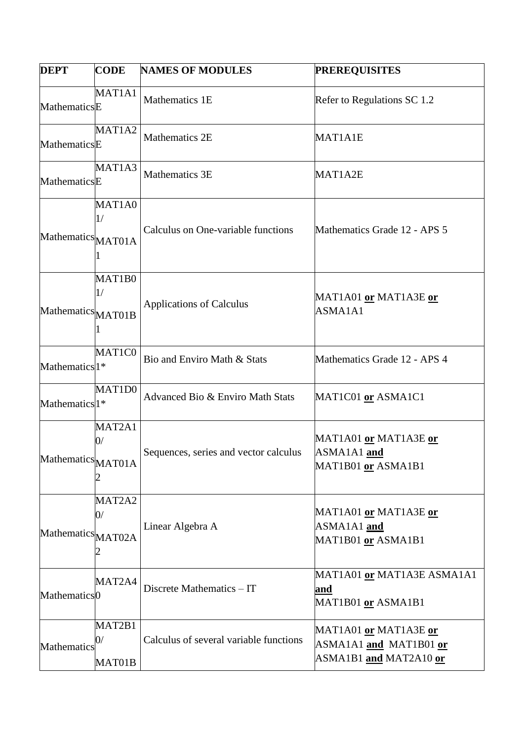| DEPT | CODE | NAMES OF MODULES | PREREQUISITES |
|---|---|---|---|
| Mathematics | MAT1A1E | Mathematics 1E | Refer to Regulations SC 1.2 |
| Mathematics | MAT1A2E | Mathematics 2E | MAT1A1E |
| Mathematics | MAT1A3E | Mathematics 3E | MAT1A2E |
| Mathematics | MAT1A01/ MAT01A1 | Calculus on One-variable functions | Mathematics Grade 12 - APS 5 |
| Mathematics | MAT1B01/ MAT01B1 | Applications of Calculus | MAT1A01 **or** MAT1A3E **or** ASMA1A1 |
| Mathematics | MAT1C01* | Bio and Enviro Math & Stats | Mathematics Grade 12 - APS 4 |
| Mathematics | MAT1D01* | Advanced Bio & Enviro Math Stats | MAT1C01 **or** ASMA1C1 |
| Mathematics | MAT2A10/ MAT01A2 | Sequences, series and vector calculus | MAT1A01 **or** MAT1A3E **or** ASMA1A1 **and** MAT1B01 **or** ASMA1B1 |
| Mathematics | MAT2A20/ MAT02A2 | Linear Algebra A | MAT1A01 **or** MAT1A3E **or** ASMA1A1 **and** MAT1B01 **or** ASMA1B1 |
| Mathematics | MAT2A40 | Discrete Mathematics – IT | MAT1A01 **or** MAT1A3E ASMA1A1 **and** MAT1B01 **or** ASMA1B1 |
| Mathematics | MAT2B10/ MAT01B | Calculus of several variable functions | MAT1A01 **or** MAT1A3E **or** ASMA1A1 **and** MAT1B01 **or** ASMA1B1 **and** MAT2A10 **or** |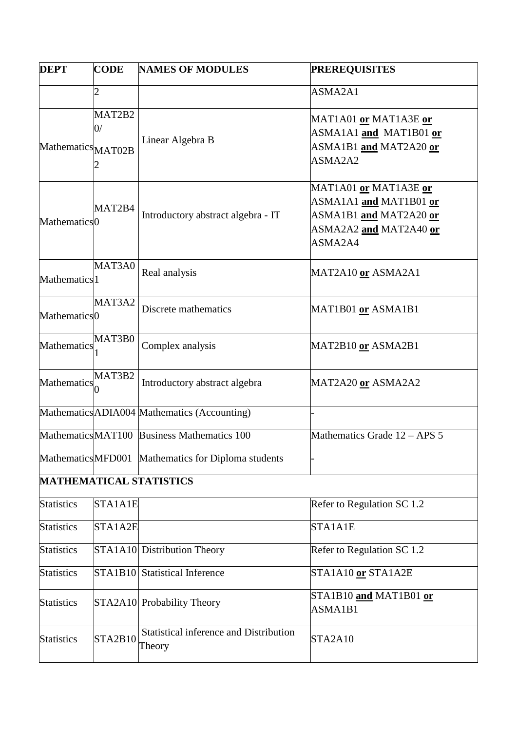| DEPT | CODE | NAMES OF MODULES | PREREQUISITES |
|---|---|---|---|
| | 2 | | ASMA2A1 |
| Mathematics | MAT2B20/ MAT02B2 | Linear Algebra B | MAT1A01 **or** MAT1A3E **or** ASMA1A1 **and** MAT1B01 **or** ASMA1B1 **and** MAT2A20 **or** ASMA2A2 |
| Mathematics | MAT2B40 | Introductory abstract algebra - IT | MAT1A01 **or** MAT1A3E **or** ASMA1A1 **and** MAT1B01 **or** ASMA1B1 **and** MAT2A20 **or** ASMA2A2 **and** MAT2A40 **or** ASMA2A4 |
| Mathematics | MAT3A01 | Real analysis | MAT2A10 **or** ASMA2A1 |
| Mathematics | MAT3A20 | Discrete mathematics | MAT1B01 **or** ASMA1B1 |
| Mathematics | MAT3B01 | Complex analysis | MAT2B10 **or** ASMA2B1 |
| Mathematics | MAT3B20 | Introductory abstract algebra | MAT2A20 **or** ASMA2A2 |
| Mathematics | ADIA004 | Mathematics (Accounting) | - |
| Mathematics | MAT100 | Business Mathematics 100 | Mathematics Grade 12 – APS 5 |
| Mathematics | MFD001 | Mathematics for Diploma students | - |
| **MATHEMATICAL STATISTICS** | | | |
| Statistics | STA1A1E | | Refer to Regulation SC 1.2 |
| Statistics | STA1A2E | | STA1A1E |
| Statistics | STA1A10 | Distribution Theory | Refer to Regulation SC 1.2 |
| Statistics | STA1B10 | Statistical Inference | STA1A10 **or** STA1A2E |
| Statistics | STA2A10 | Probability Theory | STA1B10 **and** MAT1B01 **or** ASMA1B1 |
| Statistics | STA2B10 | Statistical inference and Distribution Theory | STA2A10 |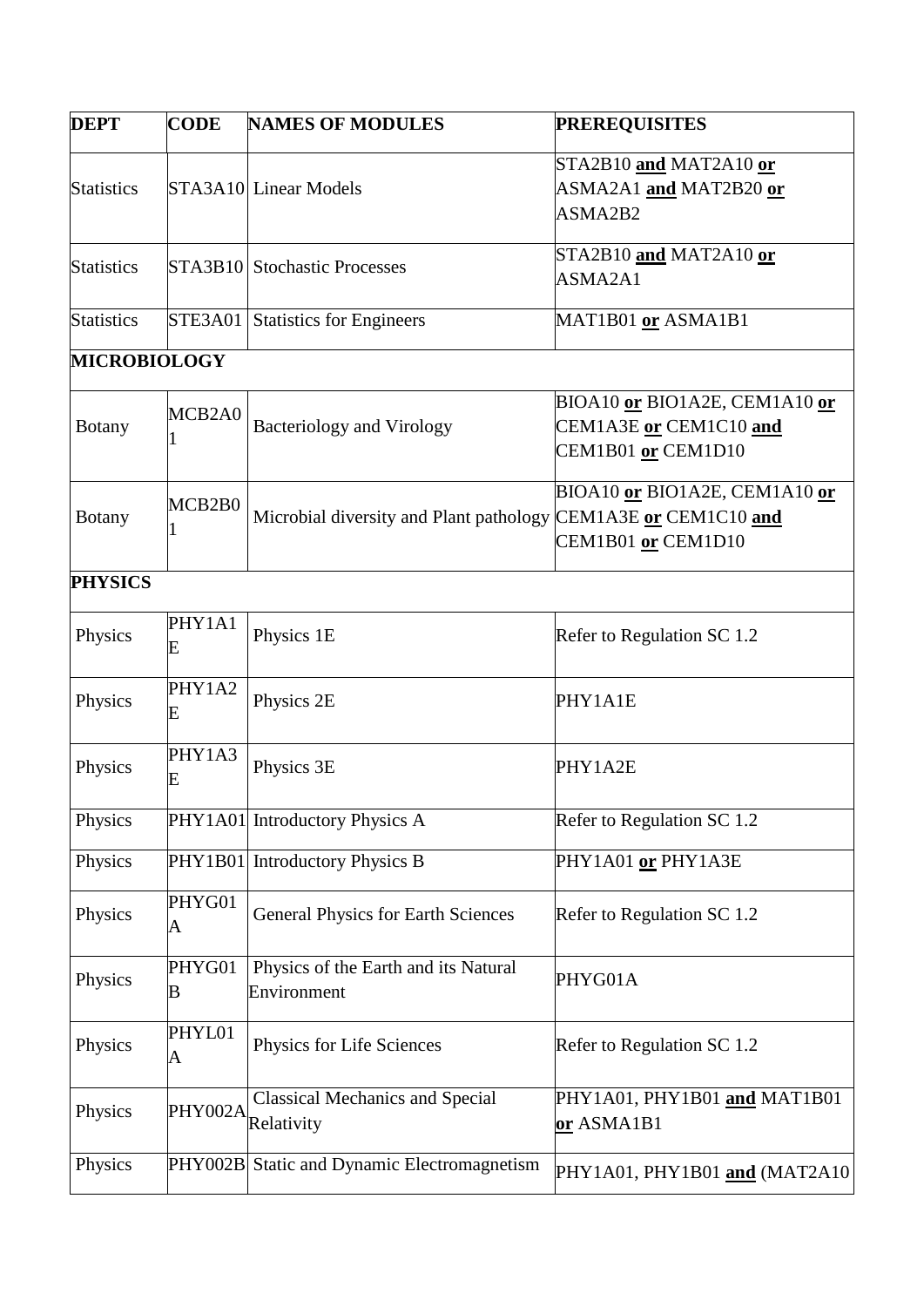| DEPT | CODE | NAMES OF MODULES | PREREQUISITES |
| --- | --- | --- | --- |
| Statistics | STA3A10 | Linear Models | STA2B10 **and** MAT2A10 **or** ASMA2A1 **and** MAT2B20 **or** ASMA2B2 |
| Statistics | STA3B10 | Stochastic Processes | STA2B10 **and** MAT2A10 **or** ASMA2A1 |
| Statistics | STE3A01 | Statistics for Engineers | MAT1B01 **or** ASMA1B1 |
| **MICROBIOLOGY** | | | |
| Botany | MCB2A01 | Bacteriology and Virology | BIOA10 **or** BIO1A2E, CEM1A10 **or** CEM1A3E **or** CEM1C10 **and** CEM1B01 **or** CEM1D10 |
| Botany | MCB2B01 | Microbial diversity and Plant pathology | BIOA10 **or** BIO1A2E, CEM1A10 **or** CEM1A3E **or** CEM1C10 **and** CEM1B01 **or** CEM1D10 |
| **PHYSICS** | | | |
| Physics | PHY1A1E | Physics 1E | Refer to Regulation SC 1.2 |
| Physics | PHY1A2E | Physics 2E | PHY1A1E |
| Physics | PHY1A3E | Physics 3E | PHY1A2E |
| Physics | PHY1A01 | Introductory Physics A | Refer to Regulation SC 1.2 |
| Physics | PHY1B01 | Introductory Physics B | PHY1A01 **or** PHY1A3E |
| Physics | PHYG01A | General Physics for Earth Sciences | Refer to Regulation SC 1.2 |
| Physics | PHYG01B | Physics of the Earth and its Natural Environment | PHYG01A |
| Physics | PHYL01A | Physics for Life Sciences | Refer to Regulation SC 1.2 |
| Physics | PHY002A | Classical Mechanics and Special Relativity | PHY1A01, PHY1B01 **and** MAT1B01 **or** ASMA1B1 |
| Physics | PHY002B | Static and Dynamic Electromagnetism | PHY1A01, PHY1B01 **and** (MAT2A10 |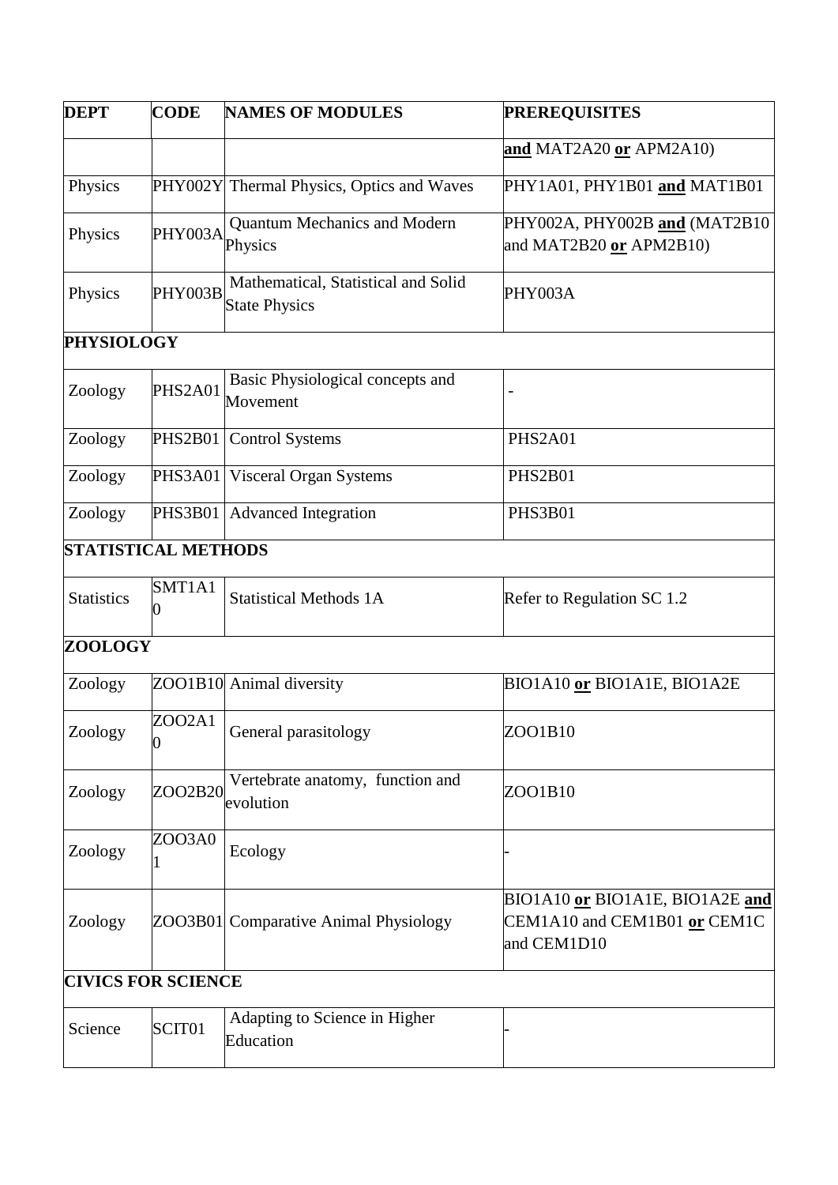| DEPT | CODE | NAMES OF MODULES | PREREQUISITES |
|---|---|---|---|
| | | | **and** MAT2A20 **or** APM2A10) |
| Physics | PHY002Y | Thermal Physics, Optics and Waves | PHY1A01, PHY1B01 **and** MAT1B01 |
| Physics | PHY003A | Quantum Mechanics and Modern Physics | PHY002A, PHY002B **and** (MAT2B10 and MAT2B20 **or** APM2B10) |
| Physics | PHY003B | Mathematical, Statistical and Solid State Physics | PHY003A |
| **PHYSIOLOGY** | | | |
| Zoology | PHS2A01 | Basic Physiological concepts and Movement | - |
| Zoology | PHS2B01 | Control Systems | PHS2A01 |
| Zoology | PHS3A01 | Visceral Organ Systems | PHS2B01 |
| Zoology | PHS3B01 | Advanced Integration | PHS3B01 |
| **STATISTICAL METHODS** | | | |
| Statistics | SMT1A10 | Statistical Methods 1A | Refer to Regulation SC 1.2 |
| **ZOOLOGY** | | | |
| Zoology | ZOO1B10 | Animal diversity | BIO1A10 **or** BIO1A1E, BIO1A2E |
| Zoology | ZOO2A10 | General parasitology | ZOO1B10 |
| Zoology | ZOO2B20 | Vertebrate anatomy, function and evolution | ZOO1B10 |
| Zoology | ZOO3A01 | Ecology | - |
| Zoology | ZOO3B01 | Comparative Animal Physiology | BIO1A10 **or** BIO1A1E, BIO1A2E **and** CEM1A10 and CEM1B01 **or** CEM1C and CEM1D10 |
| **CIVICS FOR SCIENCE** | | | |
| Science | SCIT01 | Adapting to Science in Higher Education | - |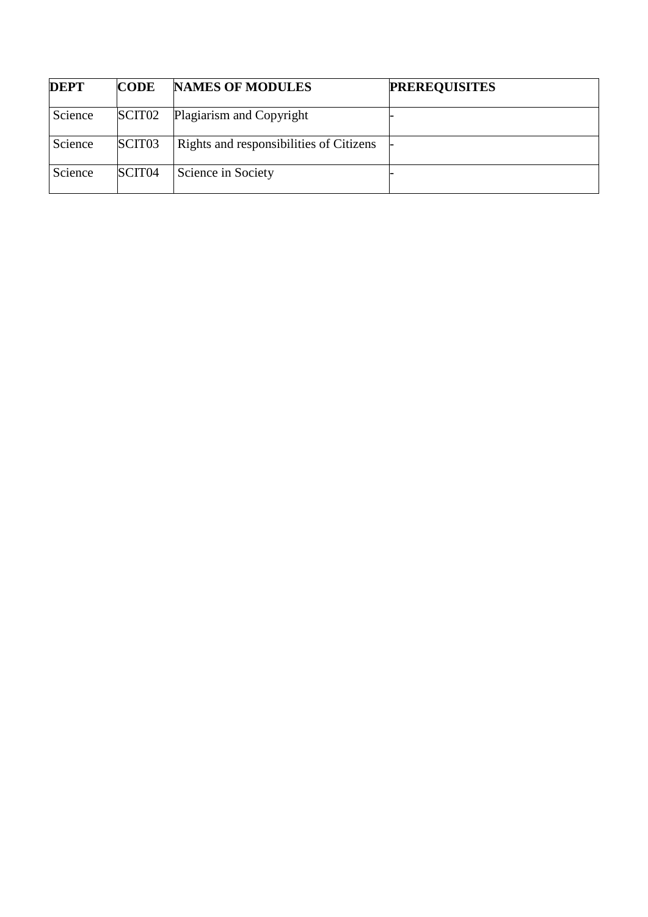| **DEPT** | **CODE** | **NAMES OF MODULES** | **PREREQUISITES** |
|---|---|---|---|
| Science | SCIT02 | Plagiarism and Copyright | - |
| Science | SCIT03 | Rights and responsibilities of Citizens | - |
| Science | SCIT04 | Science in Society | - |